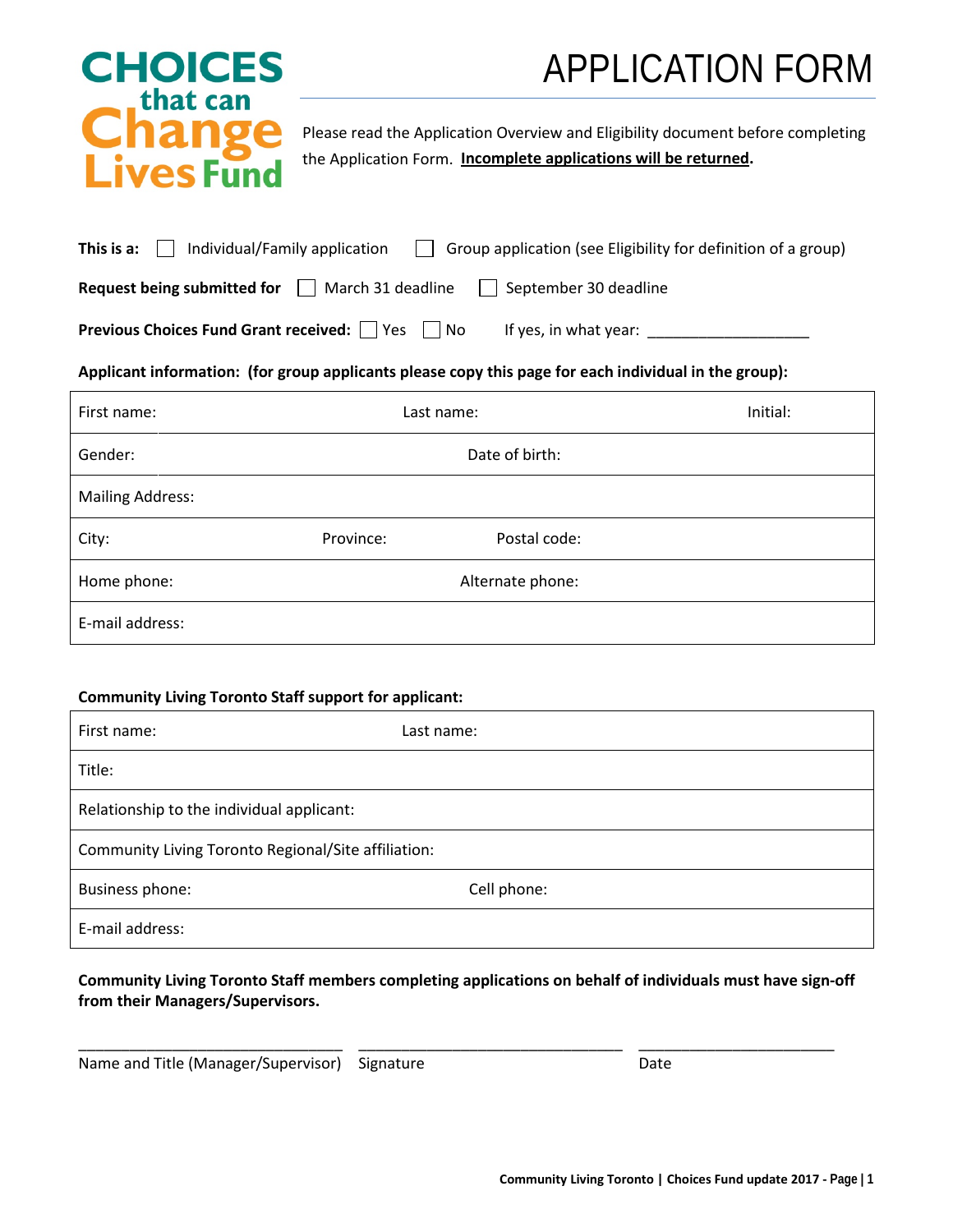**CHOICES that can Change Lives Fund**

# APPLICATION FORM

Please read the Application Overview and Eligibility document before completing the Application Form. **Incomplete applications will be returned**.

**This is a:** ☐ Individual/Family application ☐ Group application (see Eligibility for definition of a group)

**Request being submitted for** ☐ March 31 deadline ☐ September 30 deadline

**Previous Choices Fund Grant received:** ☐ Yes ☐ No If yes, in what year: ___________________

**Applicant information: (for group applicants please copy this page for each individual in the group):**

| | | |
|---|---|---|
| First name: | Last name: | Initial: |
| Gender: | Date of birth: | |
| Mailing Address: | | |
| City: | Province: | Postal code: |
| Home phone: | Alternate phone: | |
| E-mail address: | | |

**Community Living Toronto Staff support for applicant:**

| | |
|---|---|
| First name: | Last name: |
| Title: | |
| Relationship to the individual applicant: | |
| Community Living Toronto Regional/Site affiliation: | |
| Business phone: | Cell phone: |
| E-mail address: | |

**Community Living Toronto Staff members completing applications on behalf of individuals must have sign-off from their Managers/Supervisors.**

_______________________________ _______________________________ _______________________

Name and Title (Manager/Supervisor) Signature Date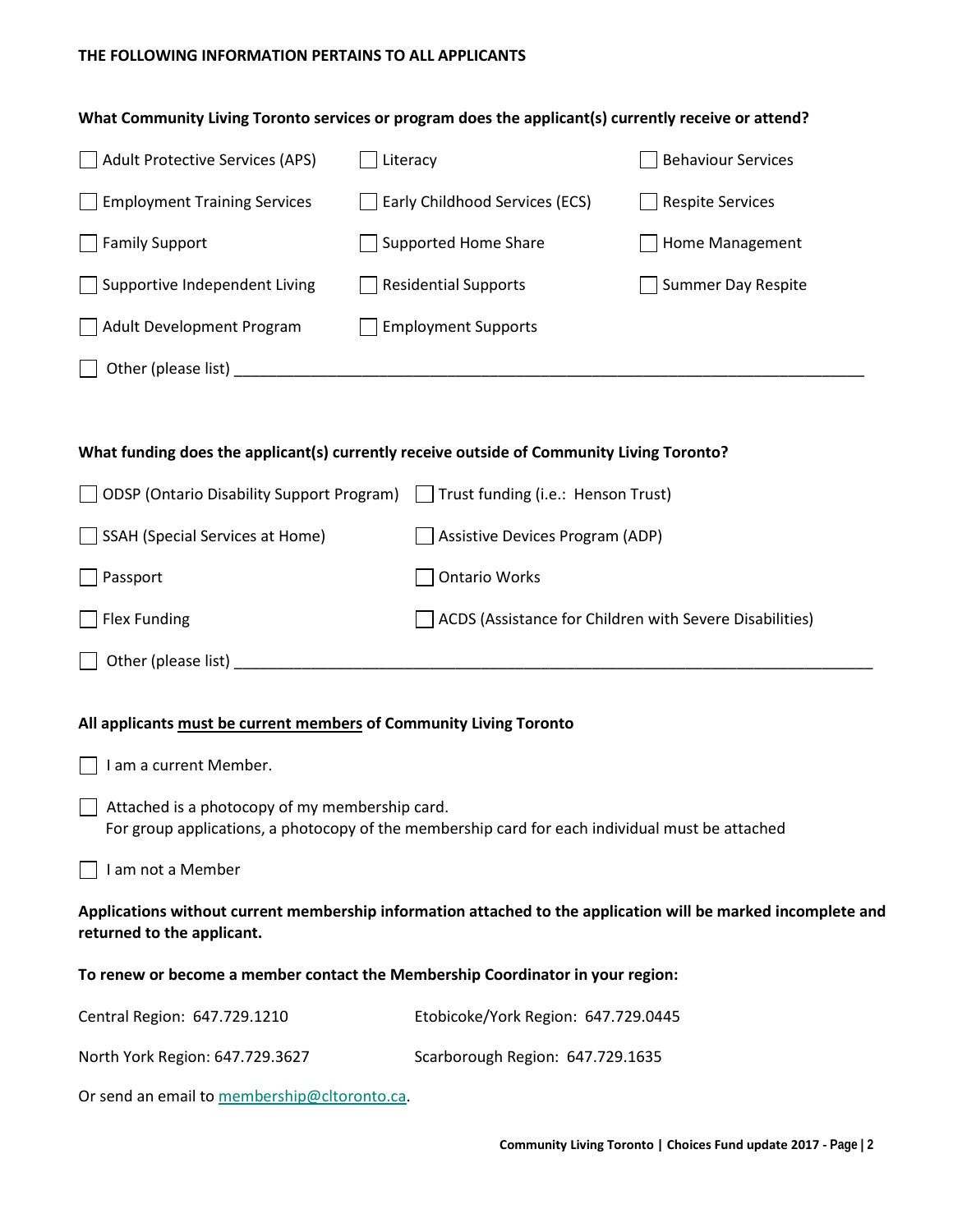**THE FOLLOWING INFORMATION PERTAINS TO ALL APPLICANTS**

**What Community Living Toronto services or program does the applicant(s) currently receive or attend?**

- ☐ Adult Protective Services (APS)
- ☐ Literacy
- ☐ Behaviour Services
- ☐ Employment Training Services
- ☐ Early Childhood Services (ECS)
- ☐ Respite Services
- ☐ Family Support
- ☐ Supported Home Share
- ☐ Home Management
- ☐ Supportive Independent Living
- ☐ Residential Supports
- ☐ Summer Day Respite
- ☐ Adult Development Program
- ☐ Employment Supports
- ☐ Other (please list) ______________________________________________

**What funding does the applicant(s) currently receive outside of Community Living Toronto?**

- ☐ ODSP (Ontario Disability Support Program)
- ☐ Trust funding (i.e.: Henson Trust)
- ☐ SSAH (Special Services at Home)
- ☐ Assistive Devices Program (ADP)
- ☐ Passport
- ☐ Ontario Works
- ☐ Flex Funding
- ☐ ACDS (Assistance for Children with Severe Disabilities)
- ☐ Other (please list) ______________________________________________

**All applicants <u>must be current members</u> of Community Living Toronto**

- ☐ I am a current Member.
- ☐ Attached is a photocopy of my membership card.
  For group applications, a photocopy of the membership card for each individual must be attached
- ☐ I am not a Member

**Applications without current membership information attached to the application will be marked incomplete and returned to the applicant.**

**To renew or become a member contact the Membership Coordinator in your region:**

Central Region: 647.729.1210

Etobicoke/York Region: 647.729.0445

North York Region: 647.729.3627

Scarborough Region: 647.729.1635

Or send an email to membership@cltoronto.ca.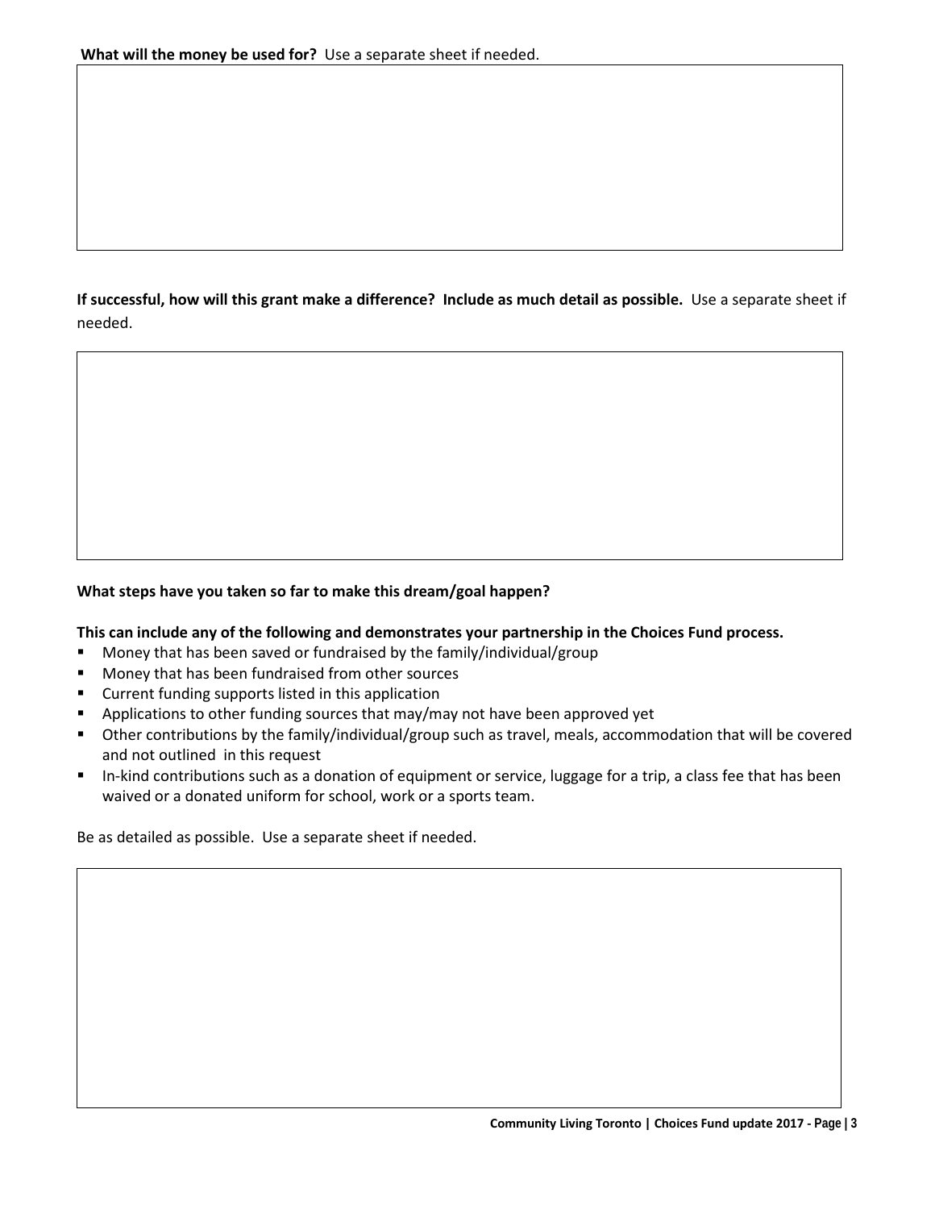**What will the money be used for?** Use a separate sheet if needed.

**If successful, how will this grant make a difference? Include as much detail as possible.** Use a separate sheet if needed.

**What steps have you taken so far to make this dream/goal happen?**

**This can include any of the following and demonstrates your partnership in the Choices Fund process.**

- Money that has been saved or fundraised by the family/individual/group
- Money that has been fundraised from other sources
- Current funding supports listed in this application
- Applications to other funding sources that may/may not have been approved yet
- Other contributions by the family/individual/group such as travel, meals, accommodation that will be covered and not outlined in this request
- In-kind contributions such as a donation of equipment or service, luggage for a trip, a class fee that has been waived or a donated uniform for school, work or a sports team.

Be as detailed as possible. Use a separate sheet if needed.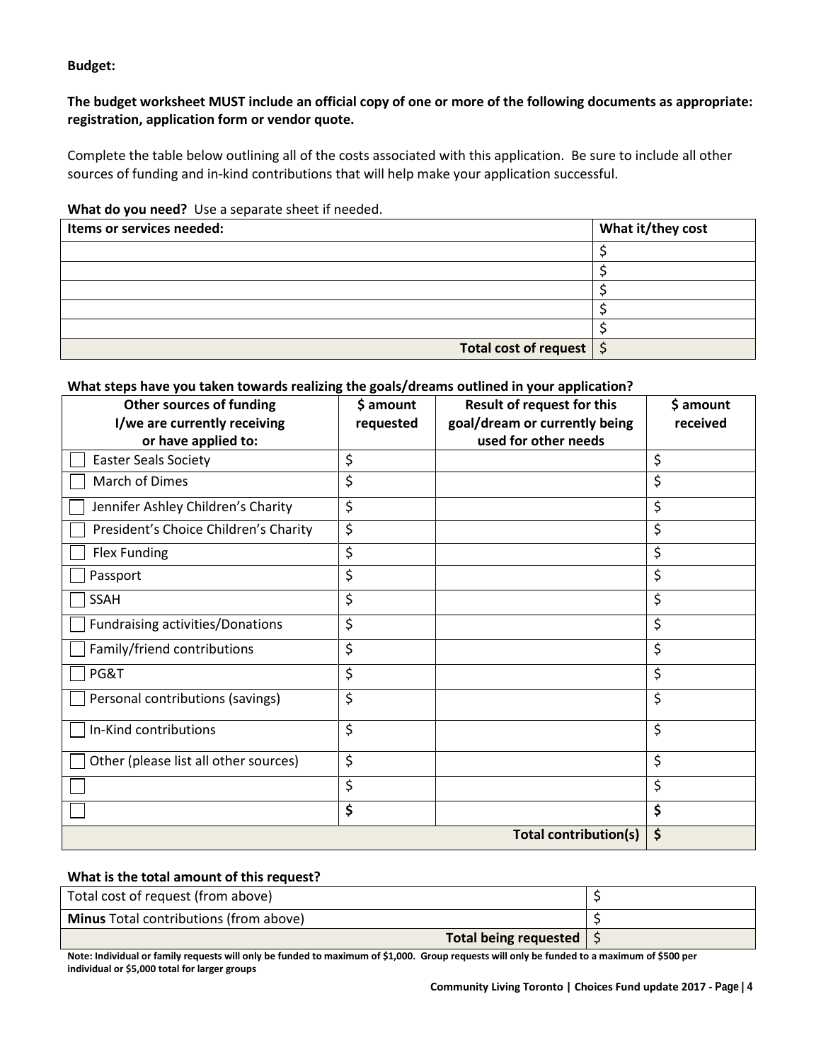**Budget:**

**The budget worksheet MUST include an official copy of one or more of the following documents as appropriate: registration, application form or vendor quote.**

Complete the table below outlining all of the costs associated with this application. Be sure to include all other sources of funding and in-kind contributions that will help make your application successful.

**What do you need?** Use a separate sheet if needed.

| Items or services needed: | What it/they cost |
|---|---|
| | $ |
| | $ |
| | $ |
| | $ |
| | $ |
| **Total cost of request** | $ |

**What steps have you taken towards realizing the goals/dreams outlined in your application?**

| Other sources of funding I/we are currently receiving or have applied to: | $ amount requested | Result of request for this goal/dream or currently being used for other needs | $ amount received |
|---|---|---|---|
| ☐ Easter Seals Society | $ | | $ |
| ☐ March of Dimes | $ | | $ |
| ☐ Jennifer Ashley Children's Charity | $ | | $ |
| ☐ President's Choice Children's Charity | $ | | $ |
| ☐ Flex Funding | $ | | $ |
| ☐ Passport | $ | | $ |
| ☐ SSAH | $ | | $ |
| ☐ Fundraising activities/Donations | $ | | $ |
| ☐ Family/friend contributions | $ | | $ |
| ☐ PG&T | $ | | $ |
| ☐ Personal contributions (savings) | $ | | $ |
| ☐ In-Kind contributions | $ | | $ |
| ☐ Other (please list all other sources) | $ | | $ |
| ☐ | $ | | $ |
| ☐ | **$** | | **$** |
| | | **Total contribution(s)** | **$** |

**What is the total amount of this request?**

| | |
|---|---|
| Total cost of request (from above) | $ |
| **Minus** Total contributions (from above) | $ |
| **Total being requested** | $ |

**Note: Individual or family requests will only be funded to maximum of $1,000. Group requests will only be funded to a maximum of $500 per individual or $5,000 total for larger groups**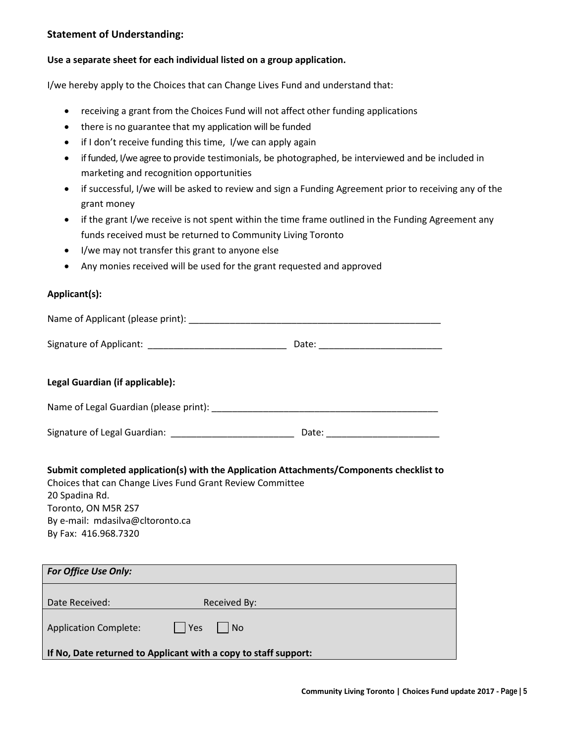### Statement of Understanding:

**Use a separate sheet for each individual listed on a group application.**

I/we hereby apply to the Choices that can Change Lives Fund and understand that:

- receiving a grant from the Choices Fund will not affect other funding applications
- there is no guarantee that my application will be funded
- if I don't receive funding this time, I/we can apply again
- if funded, I/we agree to provide testimonials, be photographed, be interviewed and be included in marketing and recognition opportunities
- if successful, I/we will be asked to review and sign a Funding Agreement prior to receiving any of the grant money
- if the grant I/we receive is not spent within the time frame outlined in the Funding Agreement any funds received must be returned to Community Living Toronto
- I/we may not transfer this grant to anyone else
- Any monies received will be used for the grant requested and approved

**Applicant(s):**

Name of Applicant (please print): ___________________________________________________

Signature of Applicant: ___________________________ Date: ________________________

**Legal Guardian (if applicable):**

Name of Legal Guardian (please print): ______________________________________________

Signature of Legal Guardian: ________________________ Date: ______________________

**Submit completed application(s) with the Application Attachments/Components checklist to**
Choices that can Change Lives Fund Grant Review Committee
20 Spadina Rd.
Toronto, ON M5R 2S7
By e-mail: mdasilva@cltoronto.ca
By Fax: 416.968.7320

| ***For Office Use Only:*** | |
|---|---|
| Date Received: | Received By: |
| Application Complete: ☐ Yes ☐ No | |
| **If No, Date returned to Applicant with a copy to staff support:** | |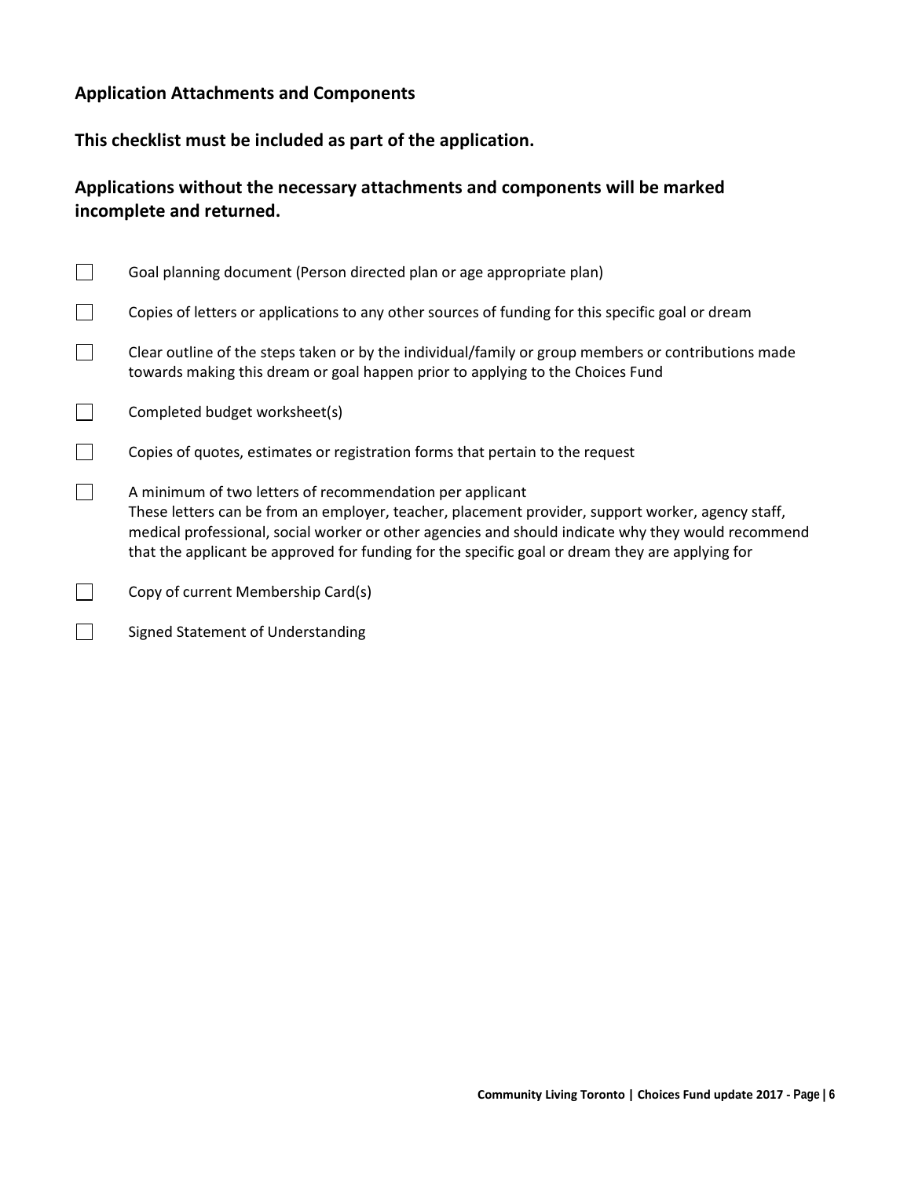**Application Attachments and Components**

**This checklist must be included as part of the application.**

**Applications without the necessary attachments and components will be marked incomplete and returned.**

- [ ] Goal planning document (Person directed plan or age appropriate plan)
- [ ] Copies of letters or applications to any other sources of funding for this specific goal or dream
- [ ] Clear outline of the steps taken or by the individual/family or group members or contributions made towards making this dream or goal happen prior to applying to the Choices Fund
- [ ] Completed budget worksheet(s)
- [ ] Copies of quotes, estimates or registration forms that pertain to the request
- [ ] A minimum of two letters of recommendation per applicant
  These letters can be from an employer, teacher, placement provider, support worker, agency staff, medical professional, social worker or other agencies and should indicate why they would recommend that the applicant be approved for funding for the specific goal or dream they are applying for
- [ ] Copy of current Membership Card(s)
- [ ] Signed Statement of Understanding